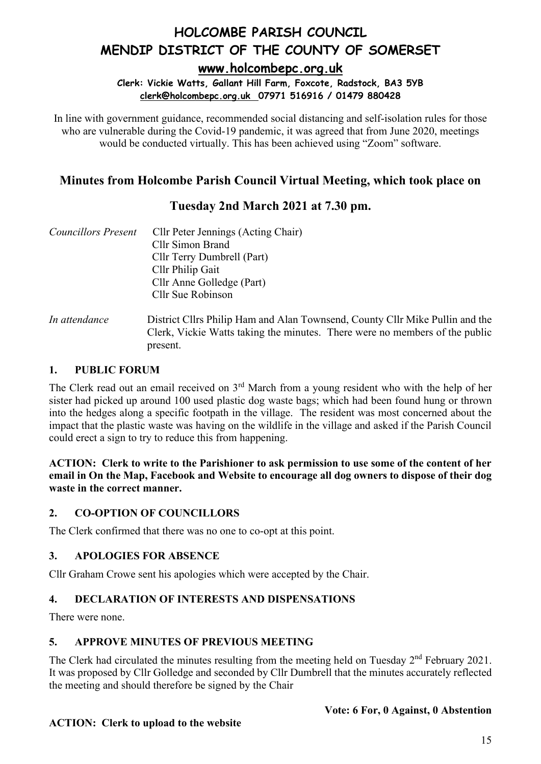# HOLCOMBE PARISH COUNCIL
# MENDIP DISTRICT OF THE COUNTY OF SOMERSET

**www.holcombepc.org.uk**

**Clerk: Vickie Watts, Gallant Hill Farm, Foxcote, Radstock, BA3 5YB**
**clerk@holcombepc.org.uk 07971 516916 / 01479 880428**

In line with government guidance, recommended social distancing and self-isolation rules for those who are vulnerable during the Covid-19 pandemic, it was agreed that from June 2020, meetings would be conducted virtually. This has been achieved using "Zoom" software.

## Minutes from Holcombe Parish Council Virtual Meeting, which took place on

## Tuesday 2nd March 2021 at 7.30 pm.

*Councillors Present* Cllr Peter Jennings (Acting Chair)
Cllr Simon Brand
Cllr Terry Dumbrell (Part)
Cllr Philip Gait
Cllr Anne Golledge (Part)
Cllr Sue Robinson

*In attendance* District Cllrs Philip Ham and Alan Townsend, County Cllr Mike Pullin and the Clerk, Vickie Watts taking the minutes. There were no members of the public present.

### 1. PUBLIC FORUM

The Clerk read out an email received on 3rd March from a young resident who with the help of her sister had picked up around 100 used plastic dog waste bags; which had been found hung or thrown into the hedges along a specific footpath in the village. The resident was most concerned about the impact that the plastic waste was having on the wildlife in the village and asked if the Parish Council could erect a sign to try to reduce this from happening.

**ACTION: Clerk to write to the Parishioner to ask permission to use some of the content of her email in On the Map, Facebook and Website to encourage all dog owners to dispose of their dog waste in the correct manner.**

### 2. CO-OPTION OF COUNCILLORS

The Clerk confirmed that there was no one to co-opt at this point.

### 3. APOLOGIES FOR ABSENCE

Cllr Graham Crowe sent his apologies which were accepted by the Chair.

### 4. DECLARATION OF INTERESTS AND DISPENSATIONS

There were none.

### 5. APPROVE MINUTES OF PREVIOUS MEETING

The Clerk had circulated the minutes resulting from the meeting held on Tuesday 2nd February 2021. It was proposed by Cllr Golledge and seconded by Cllr Dumbrell that the minutes accurately reflected the meeting and should therefore be signed by the Chair

**Vote: 6 For, 0 Against, 0 Abstention**

**ACTION: Clerk to upload to the website**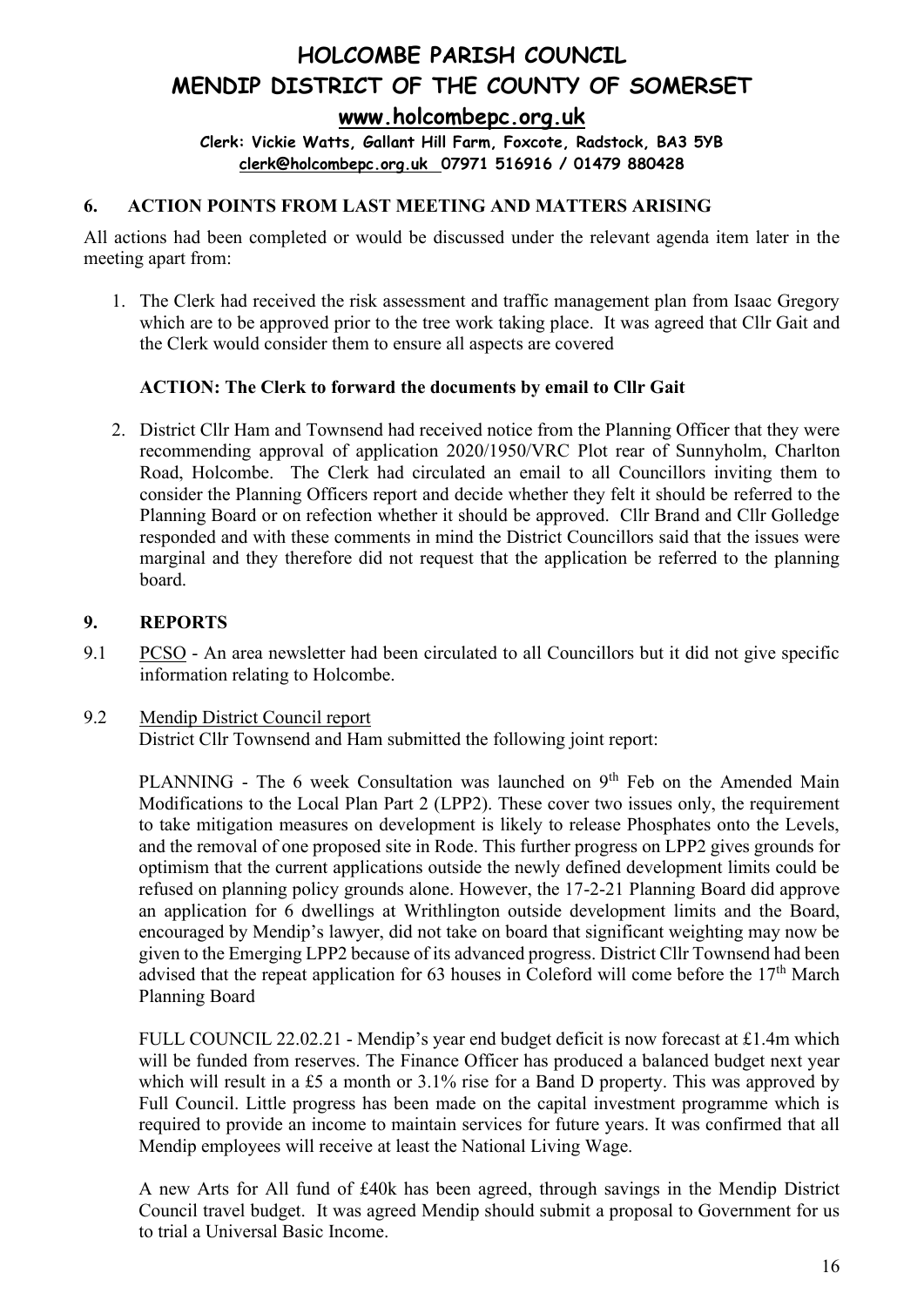# HOLCOMBE PARISH COUNCIL

# MENDIP DISTRICT OF THE COUNTY OF SOMERSET

**www.holcombepc.org.uk**

**Clerk: Vickie Watts, Gallant Hill Farm, Foxcote, Radstock, BA3 5YB**
**clerk@holcombepc.org.uk 07971 516916 / 01479 880428**

## 6. ACTION POINTS FROM LAST MEETING AND MATTERS ARISING

All actions had been completed or would be discussed under the relevant agenda item later in the meeting apart from:

1. The Clerk had received the risk assessment and traffic management plan from Isaac Gregory which are to be approved prior to the tree work taking place. It was agreed that Cllr Gait and the Clerk would consider them to ensure all aspects are covered

   **ACTION: The Clerk to forward the documents by email to Cllr Gait**

2. District Cllr Ham and Townsend had received notice from the Planning Officer that they were recommending approval of application 2020/1950/VRC Plot rear of Sunnyholm, Charlton Road, Holcombe. The Clerk had circulated an email to all Councillors inviting them to consider the Planning Officers report and decide whether they felt it should be referred to the Planning Board or on refection whether it should be approved. Cllr Brand and Cllr Golledge responded and with these comments in mind the District Councillors said that the issues were marginal and they therefore did not request that the application be referred to the planning board.

## 9. REPORTS

9.1 PCSO - An area newsletter had been circulated to all Councillors but it did not give specific information relating to Holcombe.

9.2 Mendip District Council report

District Cllr Townsend and Ham submitted the following joint report:

PLANNING - The 6 week Consultation was launched on 9th Feb on the Amended Main Modifications to the Local Plan Part 2 (LPP2). These cover two issues only, the requirement to take mitigation measures on development is likely to release Phosphates onto the Levels, and the removal of one proposed site in Rode. This further progress on LPP2 gives grounds for optimism that the current applications outside the newly defined development limits could be refused on planning policy grounds alone. However, the 17-2-21 Planning Board did approve an application for 6 dwellings at Writhlington outside development limits and the Board, encouraged by Mendip's lawyer, did not take on board that significant weighting may now be given to the Emerging LPP2 because of its advanced progress. District Cllr Townsend had been advised that the repeat application for 63 houses in Coleford will come before the 17th March Planning Board

FULL COUNCIL 22.02.21 - Mendip's year end budget deficit is now forecast at £1.4m which will be funded from reserves. The Finance Officer has produced a balanced budget next year which will result in a £5 a month or 3.1% rise for a Band D property. This was approved by Full Council. Little progress has been made on the capital investment programme which is required to provide an income to maintain services for future years. It was confirmed that all Mendip employees will receive at least the National Living Wage.

A new Arts for All fund of £40k has been agreed, through savings in the Mendip District Council travel budget. It was agreed Mendip should submit a proposal to Government for us to trial a Universal Basic Income.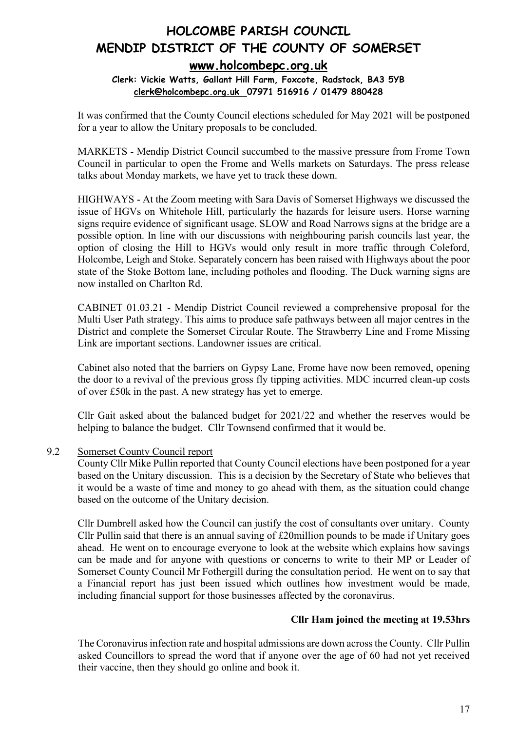It was confirmed that the County Council elections scheduled for May 2021 will be postponed for a year to allow the Unitary proposals to be concluded.

MARKETS - Mendip District Council succumbed to the massive pressure from Frome Town Council in particular to open the Frome and Wells markets on Saturdays. The press release talks about Monday markets, we have yet to track these down.

HIGHWAYS - At the Zoom meeting with Sara Davis of Somerset Highways we discussed the issue of HGVs on Whitehole Hill, particularly the hazards for leisure users. Horse warning signs require evidence of significant usage. SLOW and Road Narrows signs at the bridge are a possible option. In line with our discussions with neighbouring parish councils last year, the option of closing the Hill to HGVs would only result in more traffic through Coleford, Holcombe, Leigh and Stoke. Separately concern has been raised with Highways about the poor state of the Stoke Bottom lane, including potholes and flooding. The Duck warning signs are now installed on Charlton Rd.

CABINET 01.03.21 - Mendip District Council reviewed a comprehensive proposal for the Multi User Path strategy. This aims to produce safe pathways between all major centres in the District and complete the Somerset Circular Route. The Strawberry Line and Frome Missing Link are important sections. Landowner issues are critical.

Cabinet also noted that the barriers on Gypsy Lane, Frome have now been removed, opening the door to a revival of the previous gross fly tipping activities. MDC incurred clean-up costs of over £50k in the past. A new strategy has yet to emerge.

Cllr Gait asked about the balanced budget for 2021/22 and whether the reserves would be helping to balance the budget. Cllr Townsend confirmed that it would be.

9.2 Somerset County Council report

County Cllr Mike Pullin reported that County Council elections have been postponed for a year based on the Unitary discussion. This is a decision by the Secretary of State who believes that it would be a waste of time and money to go ahead with them, as the situation could change based on the outcome of the Unitary decision.

Cllr Dumbrell asked how the Council can justify the cost of consultants over unitary. County Cllr Pullin said that there is an annual saving of £20million pounds to be made if Unitary goes ahead. He went on to encourage everyone to look at the website which explains how savings can be made and for anyone with questions or concerns to write to their MP or Leader of Somerset County Council Mr Fothergill during the consultation period. He went on to say that a Financial report has just been issued which outlines how investment would be made, including financial support for those businesses affected by the coronavirus.

**Cllr Ham joined the meeting at 19.53hrs**

The Coronavirus infection rate and hospital admissions are down across the County. Cllr Pullin asked Councillors to spread the word that if anyone over the age of 60 had not yet received their vaccine, then they should go online and book it.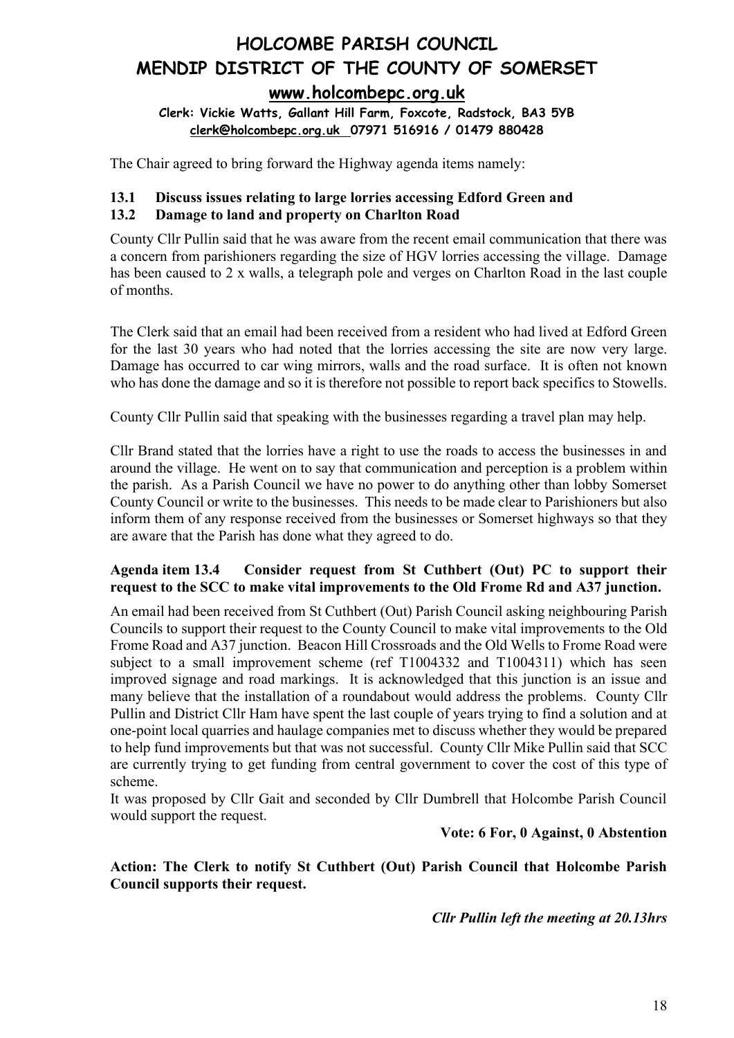# HOLCOMBE PARISH COUNCIL

# MENDIP DISTRICT OF THE COUNTY OF SOMERSET

**www.holcombepc.org.uk**

**Clerk: Vickie Watts, Gallant Hill Farm, Foxcote, Radstock, BA3 5YB**
**clerk@holcombepc.org.uk 07971 516916 / 01479 880428**

The Chair agreed to bring forward the Highway agenda items namely:

**13.1 Discuss issues relating to large lorries accessing Edford Green and**
**13.2 Damage to land and property on Charlton Road**

County Cllr Pullin said that he was aware from the recent email communication that there was a concern from parishioners regarding the size of HGV lorries accessing the village. Damage has been caused to 2 x walls, a telegraph pole and verges on Charlton Road in the last couple of months.

The Clerk said that an email had been received from a resident who had lived at Edford Green for the last 30 years who had noted that the lorries accessing the site are now very large. Damage has occurred to car wing mirrors, walls and the road surface. It is often not known who has done the damage and so it is therefore not possible to report back specifics to Stowells.

County Cllr Pullin said that speaking with the businesses regarding a travel plan may help.

Cllr Brand stated that the lorries have a right to use the roads to access the businesses in and around the village. He went on to say that communication and perception is a problem within the parish. As a Parish Council we have no power to do anything other than lobby Somerset County Council or write to the businesses. This needs to be made clear to Parishioners but also inform them of any response received from the businesses or Somerset highways so that they are aware that the Parish has done what they agreed to do.

**Agenda item 13.4 Consider request from St Cuthbert (Out) PC to support their request to the SCC to make vital improvements to the Old Frome Rd and A37 junction.**

An email had been received from St Cuthbert (Out) Parish Council asking neighbouring Parish Councils to support their request to the County Council to make vital improvements to the Old Frome Road and A37 junction. Beacon Hill Crossroads and the Old Wells to Frome Road were subject to a small improvement scheme (ref T1004332 and T1004311) which has seen improved signage and road markings. It is acknowledged that this junction is an issue and many believe that the installation of a roundabout would address the problems. County Cllr Pullin and District Cllr Ham have spent the last couple of years trying to find a solution and at one-point local quarries and haulage companies met to discuss whether they would be prepared to help fund improvements but that was not successful. County Cllr Mike Pullin said that SCC are currently trying to get funding from central government to cover the cost of this type of scheme.

It was proposed by Cllr Gait and seconded by Cllr Dumbrell that Holcombe Parish Council would support the request.

**Vote: 6 For, 0 Against, 0 Abstention**

**Action: The Clerk to notify St Cuthbert (Out) Parish Council that Holcombe Parish Council supports their request.**

***Cllr Pullin left the meeting at 20.13hrs***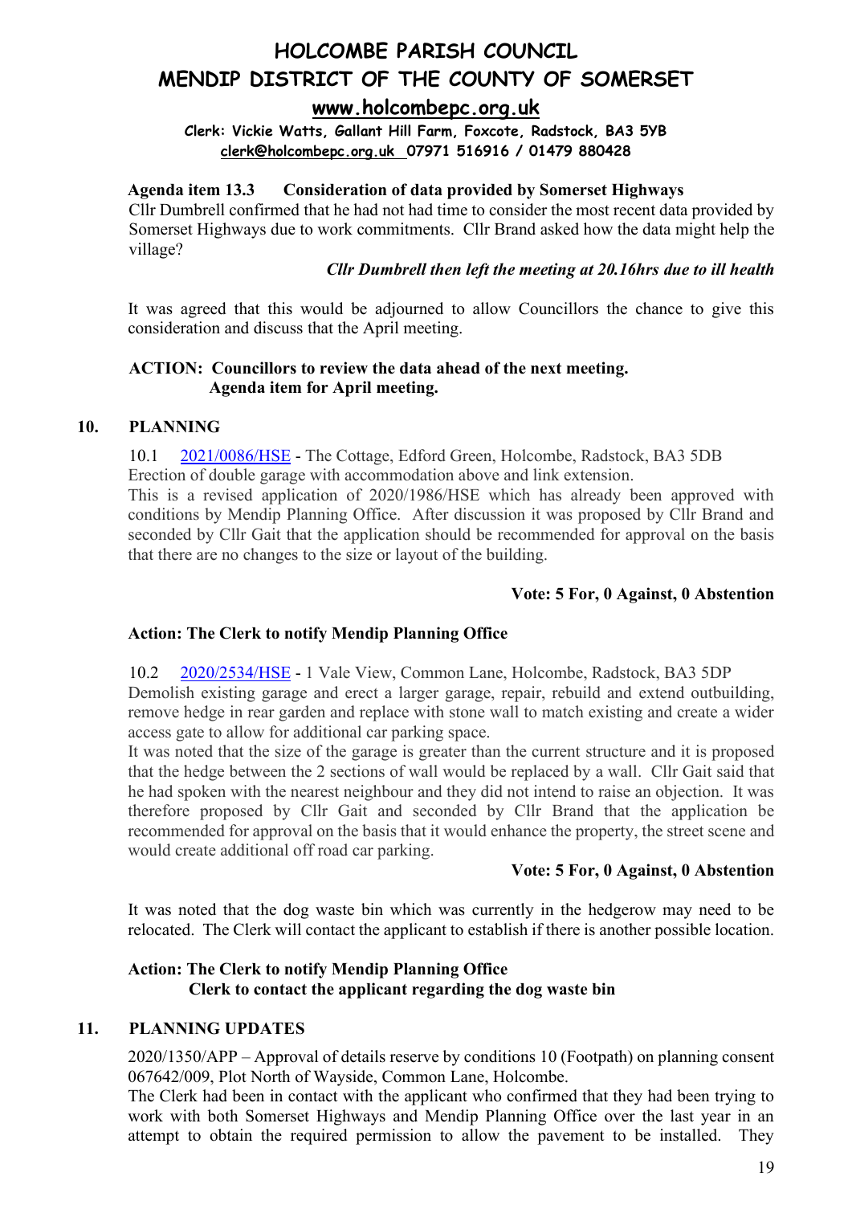# HOLCOMBE PARISH COUNCIL
# MENDIP DISTRICT OF THE COUNTY OF SOMERSET
## www.holcombepc.org.uk

**Clerk: Vickie Watts, Gallant Hill Farm, Foxcote, Radstock, BA3 5YB**
**clerk@holcombepc.org.uk 07971 516916 / 01479 880428**

**Agenda item 13.3 Consideration of data provided by Somerset Highways**

Cllr Dumbrell confirmed that he had not had time to consider the most recent data provided by Somerset Highways due to work commitments. Cllr Brand asked how the data might help the village?

***Cllr Dumbrell then left the meeting at 20.16hrs due to ill health***

It was agreed that this would be adjourned to allow Councillors the chance to give this consideration and discuss that the April meeting.

**ACTION: Councillors to review the data ahead of the next meeting.**
**Agenda item for April meeting.**

## 10. PLANNING

10.1 2021/0086/HSE - The Cottage, Edford Green, Holcombe, Radstock, BA3 5DB
Erection of double garage with accommodation above and link extension.
This is a revised application of 2020/1986/HSE which has already been approved with conditions by Mendip Planning Office. After discussion it was proposed by Cllr Brand and seconded by Cllr Gait that the application should be recommended for approval on the basis that there are no changes to the size or layout of the building.

**Vote: 5 For, 0 Against, 0 Abstention**

**Action: The Clerk to notify Mendip Planning Office**

10.2 2020/2534/HSE - 1 Vale View, Common Lane, Holcombe, Radstock, BA3 5DP
Demolish existing garage and erect a larger garage, repair, rebuild and extend outbuilding, remove hedge in rear garden and replace with stone wall to match existing and create a wider access gate to allow for additional car parking space.
It was noted that the size of the garage is greater than the current structure and it is proposed that the hedge between the 2 sections of wall would be replaced by a wall. Cllr Gait said that he had spoken with the nearest neighbour and they did not intend to raise an objection. It was therefore proposed by Cllr Gait and seconded by Cllr Brand that the application be recommended for approval on the basis that it would enhance the property, the street scene and would create additional off road car parking.

**Vote: 5 For, 0 Against, 0 Abstention**

It was noted that the dog waste bin which was currently in the hedgerow may need to be relocated. The Clerk will contact the applicant to establish if there is another possible location.

**Action: The Clerk to notify Mendip Planning Office**
**Clerk to contact the applicant regarding the dog waste bin**

## 11. PLANNING UPDATES

2020/1350/APP – Approval of details reserve by conditions 10 (Footpath) on planning consent 067642/009, Plot North of Wayside, Common Lane, Holcombe.
The Clerk had been in contact with the applicant who confirmed that they had been trying to work with both Somerset Highways and Mendip Planning Office over the last year in an attempt to obtain the required permission to allow the pavement to be installed. They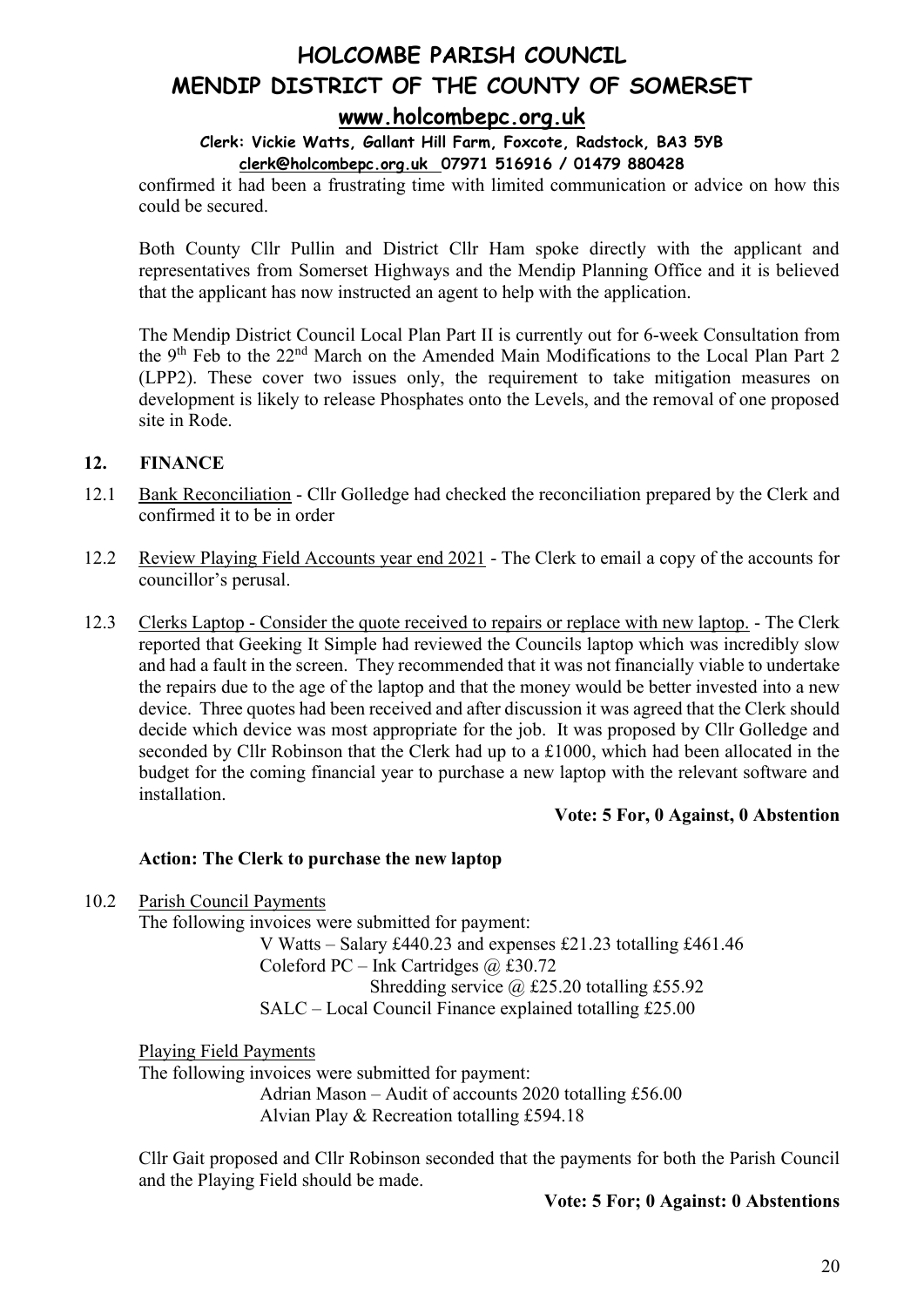confirmed it had been a frustrating time with limited communication or advice on how this could be secured.

Both County Cllr Pullin and District Cllr Ham spoke directly with the applicant and representatives from Somerset Highways and the Mendip Planning Office and it is believed that the applicant has now instructed an agent to help with the application.

The Mendip District Council Local Plan Part II is currently out for 6-week Consultation from the 9th Feb to the 22nd March on the Amended Main Modifications to the Local Plan Part 2 (LPP2). These cover two issues only, the requirement to take mitigation measures on development is likely to release Phosphates onto the Levels, and the removal of one proposed site in Rode.

## 12. FINANCE

12.1 Bank Reconciliation - Cllr Golledge had checked the reconciliation prepared by the Clerk and confirmed it to be in order

12.2 Review Playing Field Accounts year end 2021 - The Clerk to email a copy of the accounts for councillor's perusal.

12.3 Clerks Laptop - Consider the quote received to repairs or replace with new laptop. - The Clerk reported that Geeking It Simple had reviewed the Councils laptop which was incredibly slow and had a fault in the screen. They recommended that it was not financially viable to undertake the repairs due to the age of the laptop and that the money would be better invested into a new device. Three quotes had been received and after discussion it was agreed that the Clerk should decide which device was most appropriate for the job. It was proposed by Cllr Golledge and seconded by Cllr Robinson that the Clerk had up to a £1000, which had been allocated in the budget for the coming financial year to purchase a new laptop with the relevant software and installation.

**Vote: 5 For, 0 Against, 0 Abstention**

**Action: The Clerk to purchase the new laptop**

10.2 Parish Council Payments

The following invoices were submitted for payment:

V Watts – Salary £440.23 and expenses £21.23 totalling £461.46
Coleford PC – Ink Cartridges @ £30.72
Shredding service @ £25.20 totalling £55.92
SALC – Local Council Finance explained totalling £25.00

Playing Field Payments

The following invoices were submitted for payment:

Adrian Mason – Audit of accounts 2020 totalling £56.00
Alvian Play & Recreation totalling £594.18

Cllr Gait proposed and Cllr Robinson seconded that the payments for both the Parish Council and the Playing Field should be made.

**Vote: 5 For; 0 Against: 0 Abstentions**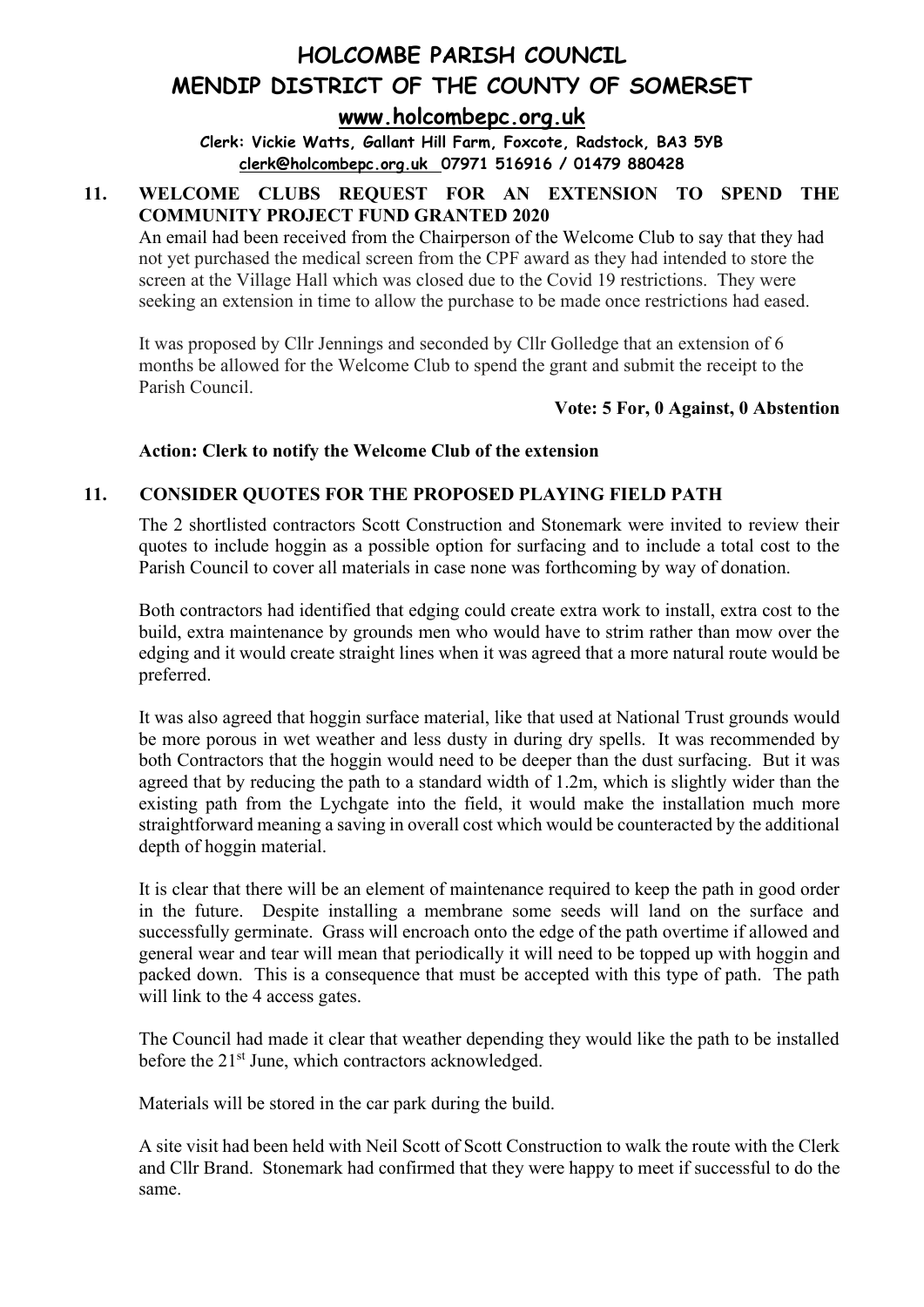# HOLCOMBE PARISH COUNCIL
# MENDIP DISTRICT OF THE COUNTY OF SOMERSET

**www.holcombepc.org.uk**

**Clerk: Vickie Watts, Gallant Hill Farm, Foxcote, Radstock, BA3 5YB**
**clerk@holcombepc.org.uk 07971 516916 / 01479 880428**

## 11. WELCOME CLUBS REQUEST FOR AN EXTENSION TO SPEND THE COMMUNITY PROJECT FUND GRANTED 2020

An email had been received from the Chairperson of the Welcome Club to say that they had not yet purchased the medical screen from the CPF award as they had intended to store the screen at the Village Hall which was closed due to the Covid 19 restrictions. They were seeking an extension in time to allow the purchase to be made once restrictions had eased.

It was proposed by Cllr Jennings and seconded by Cllr Golledge that an extension of 6 months be allowed for the Welcome Club to spend the grant and submit the receipt to the Parish Council.

**Vote: 5 For, 0 Against, 0 Abstention**

**Action: Clerk to notify the Welcome Club of the extension**

## 11. CONSIDER QUOTES FOR THE PROPOSED PLAYING FIELD PATH

The 2 shortlisted contractors Scott Construction and Stonemark were invited to review their quotes to include hoggin as a possible option for surfacing and to include a total cost to the Parish Council to cover all materials in case none was forthcoming by way of donation.

Both contractors had identified that edging could create extra work to install, extra cost to the build, extra maintenance by grounds men who would have to strim rather than mow over the edging and it would create straight lines when it was agreed that a more natural route would be preferred.

It was also agreed that hoggin surface material, like that used at National Trust grounds would be more porous in wet weather and less dusty in during dry spells. It was recommended by both Contractors that the hoggin would need to be deeper than the dust surfacing. But it was agreed that by reducing the path to a standard width of 1.2m, which is slightly wider than the existing path from the Lychgate into the field, it would make the installation much more straightforward meaning a saving in overall cost which would be counteracted by the additional depth of hoggin material.

It is clear that there will be an element of maintenance required to keep the path in good order in the future. Despite installing a membrane some seeds will land on the surface and successfully germinate. Grass will encroach onto the edge of the path overtime if allowed and general wear and tear will mean that periodically it will need to be topped up with hoggin and packed down. This is a consequence that must be accepted with this type of path. The path will link to the 4 access gates.

The Council had made it clear that weather depending they would like the path to be installed before the 21st June, which contractors acknowledged.

Materials will be stored in the car park during the build.

A site visit had been held with Neil Scott of Scott Construction to walk the route with the Clerk and Cllr Brand. Stonemark had confirmed that they were happy to meet if successful to do the same.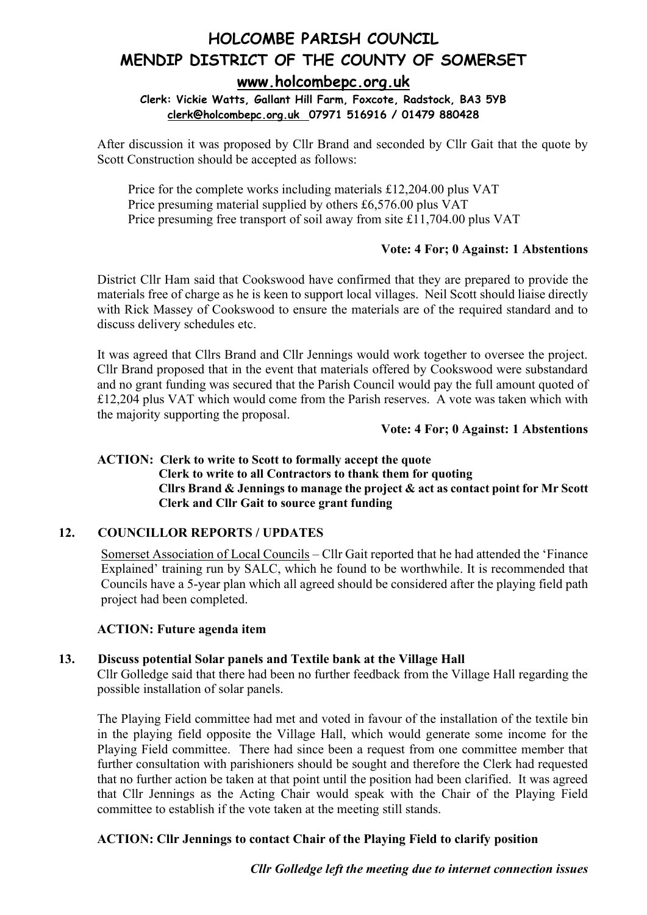After discussion it was proposed by Cllr Brand and seconded by Cllr Gait that the quote by Scott Construction should be accepted as follows:

Price for the complete works including materials £12,204.00 plus VAT
Price presuming material supplied by others £6,576.00 plus VAT
Price presuming free transport of soil away from site £11,704.00 plus VAT

**Vote: 4 For; 0 Against: 1 Abstentions**

District Cllr Ham said that Cookswood have confirmed that they are prepared to provide the materials free of charge as he is keen to support local villages. Neil Scott should liaise directly with Rick Massey of Cookswood to ensure the materials are of the required standard and to discuss delivery schedules etc.

It was agreed that Cllrs Brand and Cllr Jennings would work together to oversee the project. Cllr Brand proposed that in the event that materials offered by Cookswood were substandard and no grant funding was secured that the Parish Council would pay the full amount quoted of £12,204 plus VAT which would come from the Parish reserves. A vote was taken which with the majority supporting the proposal.

**Vote: 4 For; 0 Against: 1 Abstentions**

**ACTION: Clerk to write to Scott to formally accept the quote**
**Clerk to write to all Contractors to thank them for quoting**
**Cllrs Brand & Jennings to manage the project & act as contact point for Mr Scott**
**Clerk and Cllr Gait to source grant funding**

## 12. COUNCILLOR REPORTS / UPDATES

Somerset Association of Local Councils – Cllr Gait reported that he had attended the 'Finance Explained' training run by SALC, which he found to be worthwhile. It is recommended that Councils have a 5-year plan which all agreed should be considered after the playing field path project had been completed.

**ACTION: Future agenda item**

## 13. Discuss potential Solar panels and Textile bank at the Village Hall

Cllr Golledge said that there had been no further feedback from the Village Hall regarding the possible installation of solar panels.

The Playing Field committee had met and voted in favour of the installation of the textile bin in the playing field opposite the Village Hall, which would generate some income for the Playing Field committee. There had since been a request from one committee member that further consultation with parishioners should be sought and therefore the Clerk had requested that no further action be taken at that point until the position had been clarified. It was agreed that Cllr Jennings as the Acting Chair would speak with the Chair of the Playing Field committee to establish if the vote taken at the meeting still stands.

**ACTION: Cllr Jennings to contact Chair of the Playing Field to clarify position**

***Cllr Golledge left the meeting due to internet connection issues***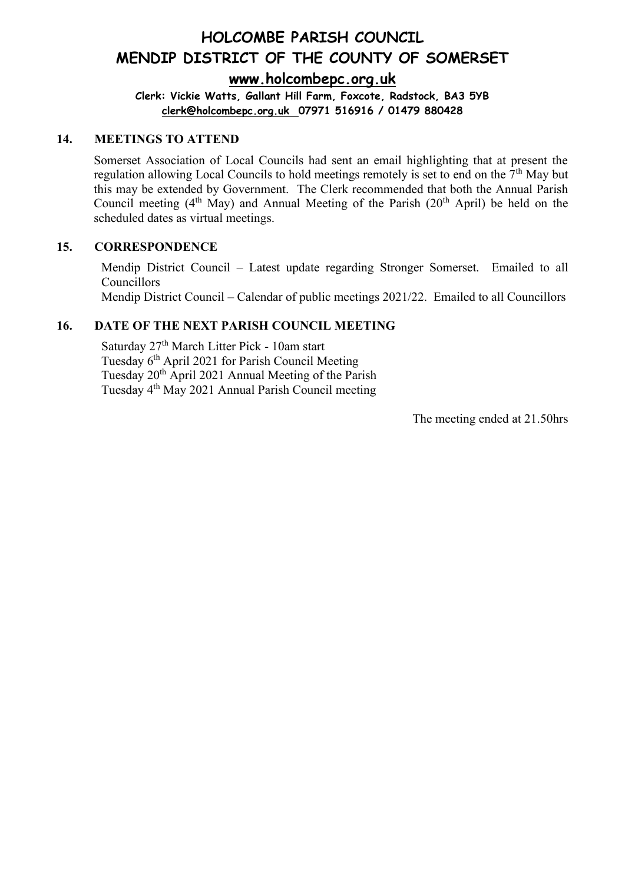# HOLCOMBE PARISH COUNCIL
# MENDIP DISTRICT OF THE COUNTY OF SOMERSET

**www.holcombepc.org.uk**

**Clerk: Vickie Watts, Gallant Hill Farm, Foxcote, Radstock, BA3 5YB**
**clerk@holcombepc.org.uk 07971 516916 / 01479 880428**

### 14. MEETINGS TO ATTEND

Somerset Association of Local Councils had sent an email highlighting that at present the regulation allowing Local Councils to hold meetings remotely is set to end on the 7th May but this may be extended by Government. The Clerk recommended that both the Annual Parish Council meeting (4th May) and Annual Meeting of the Parish (20th April) be held on the scheduled dates as virtual meetings.

### 15. CORRESPONDENCE

Mendip District Council – Latest update regarding Stronger Somerset. Emailed to all Councillors
Mendip District Council – Calendar of public meetings 2021/22. Emailed to all Councillors

### 16. DATE OF THE NEXT PARISH COUNCIL MEETING

Saturday 27th March Litter Pick - 10am start
Tuesday 6th April 2021 for Parish Council Meeting
Tuesday 20th April 2021 Annual Meeting of the Parish
Tuesday 4th May 2021 Annual Parish Council meeting

The meeting ended at 21.50hrs